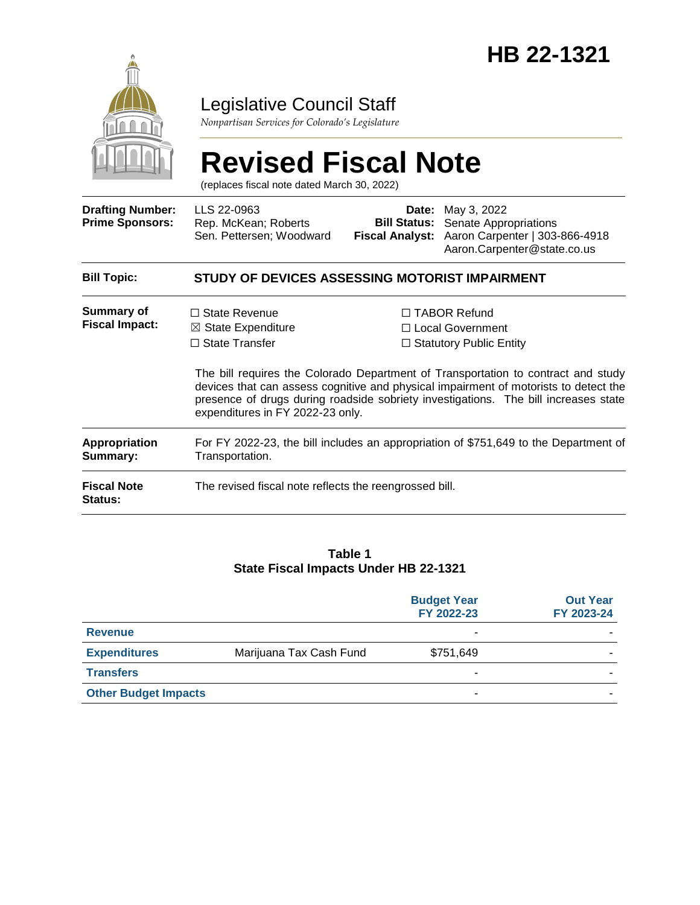# HB 22-1321

Legislative Council Staff

*Nonpartisan Services for Colorado's Legislature*

# Revised Fiscal Note

(replaces fiscal note dated March 30, 2022)

| | | | |
|---|---|---|---|
| **Drafting Number:** | LLS 22-0963 | **Date:** | May 3, 2022 |
| **Prime Sponsors:** | Rep. McKean; Roberts<br>Sen. Pettersen; Woodward | **Bill Status:** | Senate Appropriations |
| | | **Fiscal Analyst:** | Aaron Carpenter \| 303-866-4918<br>Aaron.Carpenter@state.co.us |

**Bill Topic:** **STUDY OF DEVICES ASSESSING MOTORIST IMPAIRMENT**

**Summary of Fiscal Impact:**

☐ State Revenue
☒ State Expenditure
☐ State Transfer
☐ TABOR Refund
☐ Local Government
☐ Statutory Public Entity

The bill requires the Colorado Department of Transportation to contract and study devices that can assess cognitive and physical impairment of motorists to detect the presence of drugs during roadside sobriety investigations. The bill increases state expenditures in FY 2022-23 only.

**Appropriation Summary:** For FY 2022-23, the bill includes an appropriation of $751,649 to the Department of Transportation.

**Fiscal Note Status:** The revised fiscal note reflects the reengrossed bill.

**Table 1**
**State Fiscal Impacts Under HB 22-1321**

| | | Budget Year FY 2022-23 | Out Year FY 2023-24 |
|---|---|---|---|
| **Revenue** | | - | - |
| **Expenditures** | Marijuana Tax Cash Fund | $751,649 | - |
| **Transfers** | | - | - |
| **Other Budget Impacts** | | - | - |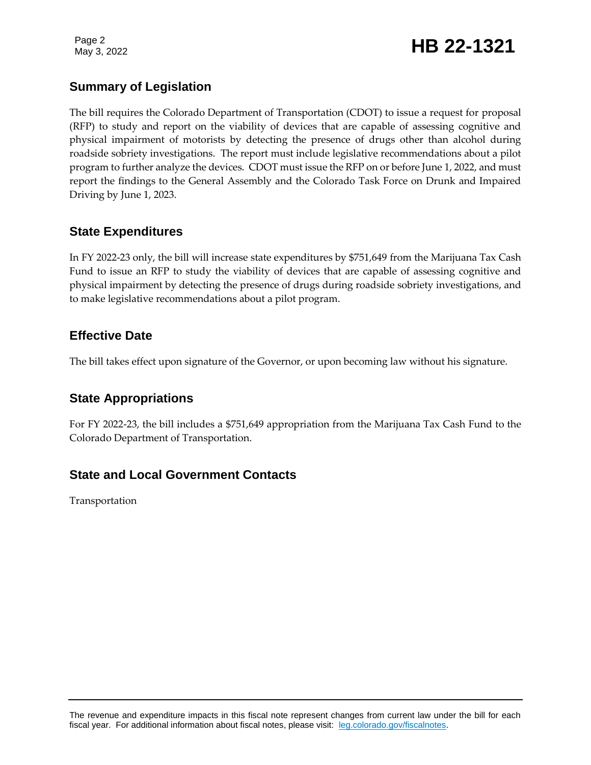## Summary of Legislation

The bill requires the Colorado Department of Transportation (CDOT) to issue a request for proposal (RFP) to study and report on the viability of devices that are capable of assessing cognitive and physical impairment of motorists by detecting the presence of drugs other than alcohol during roadside sobriety investigations. The report must include legislative recommendations about a pilot program to further analyze the devices. CDOT must issue the RFP on or before June 1, 2022, and must report the findings to the General Assembly and the Colorado Task Force on Drunk and Impaired Driving by June 1, 2023.

## State Expenditures

In FY 2022-23 only, the bill will increase state expenditures by $751,649 from the Marijuana Tax Cash Fund to issue an RFP to study the viability of devices that are capable of assessing cognitive and physical impairment by detecting the presence of drugs during roadside sobriety investigations, and to make legislative recommendations about a pilot program.

## Effective Date

The bill takes effect upon signature of the Governor, or upon becoming law without his signature.

## State Appropriations

For FY 2022-23, the bill includes a $751,649 appropriation from the Marijuana Tax Cash Fund to the Colorado Department of Transportation.

## State and Local Government Contacts

Transportation

The revenue and expenditure impacts in this fiscal note represent changes from current law under the bill for each fiscal year. For additional information about fiscal notes, please visit: leg.colorado.gov/fiscalnotes.